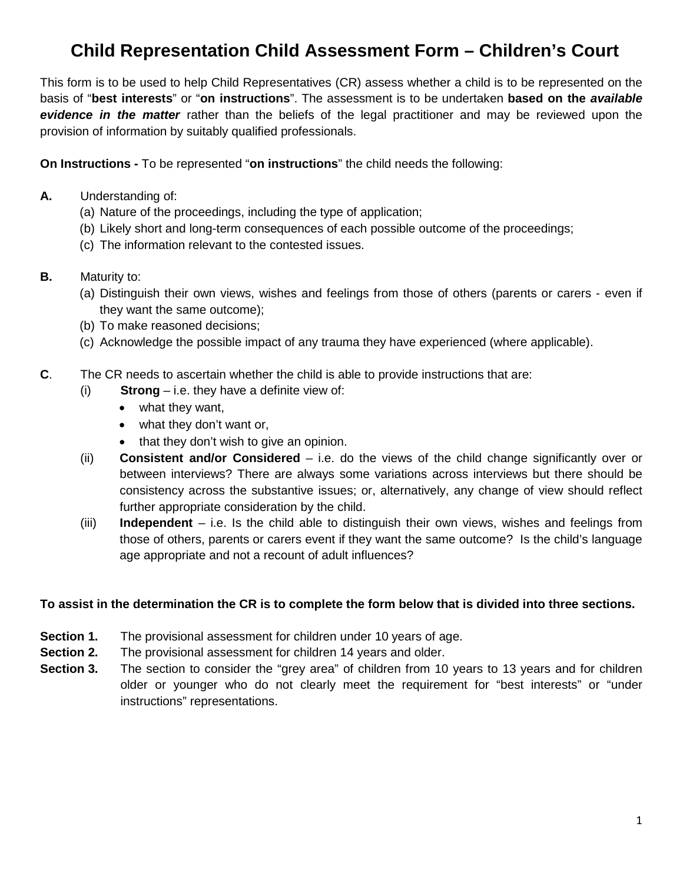# Child Representation Child Assessment Form – Children's Court

This form is to be used to help Child Representatives (CR) assess whether a child is to be represented on the basis of "**best interests**" or "**on instructions**". The assessment is to be undertaken **based on the *available evidence in the matter*** rather than the beliefs of the legal practitioner and may be reviewed upon the provision of information by suitably qualified professionals.

**On Instructions -** To be represented "**on instructions**" the child needs the following:

**A.** Understanding of:

(a) Nature of the proceedings, including the type of application;
(b) Likely short and long-term consequences of each possible outcome of the proceedings;
(c) The information relevant to the contested issues.

**B.** Maturity to:

(a) Distinguish their own views, wishes and feelings from those of others (parents or carers - even if they want the same outcome);
(b) To make reasoned decisions;
(c) Acknowledge the possible impact of any trauma they have experienced (where applicable).

**C**. The CR needs to ascertain whether the child is able to provide instructions that are:

(i) **Strong** – i.e. they have a definite view of:
- what they want,
- what they don't want or,
- that they don't wish to give an opinion.

(ii) **Consistent and/or Considered** – i.e. do the views of the child change significantly over or between interviews? There are always some variations across interviews but there should be consistency across the substantive issues; or, alternatively, any change of view should reflect further appropriate consideration by the child.

(iii) **Independent** – i.e. Is the child able to distinguish their own views, wishes and feelings from those of others, parents or carers event if they want the same outcome? Is the child's language age appropriate and not a recount of adult influences?

**To assist in the determination the CR is to complete the form below that is divided into three sections.**

**Section 1.** The provisional assessment for children under 10 years of age.

**Section 2.** The provisional assessment for children 14 years and older.

**Section 3.** The section to consider the "grey area" of children from 10 years to 13 years and for children older or younger who do not clearly meet the requirement for "best interests" or "under instructions" representations.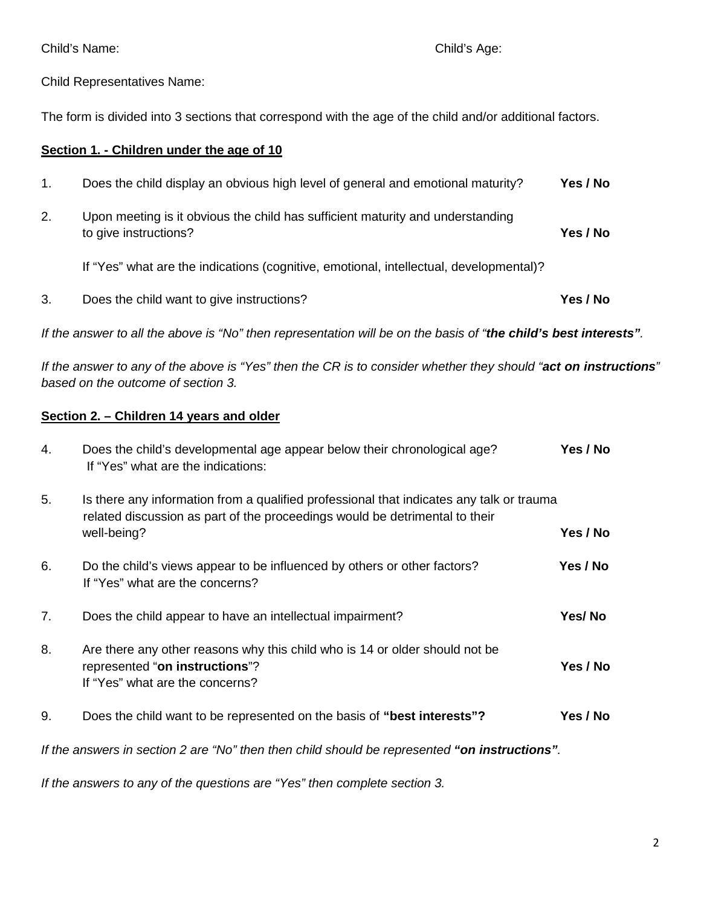Child's Name: Child's Age:

Child Representatives Name:

The form is divided into 3 sections that correspond with the age of the child and/or additional factors.

**Section 1. - Children under the age of 10**

1. Does the child display an obvious high level of general and emotional maturity? **Yes / No**

2. Upon meeting is it obvious the child has sufficient maturity and understanding to give instructions? **Yes / No**

   If "Yes" what are the indications (cognitive, emotional, intellectual, developmental)?

3. Does the child want to give instructions? **Yes / No**

*If the answer to all the above is "No" then representation will be on the basis of "**the child's best interests"**.*

*If the answer to any of the above is "Yes" then the CR is to consider whether they should "**act on instructions**" based on the outcome of section 3.*

**Section 2. – Children 14 years and older**

4. Does the child's developmental age appear below their chronological age? **Yes / No**
   If "Yes" what are the indications:

5. Is there any information from a qualified professional that indicates any talk or trauma related discussion as part of the proceedings would be detrimental to their well-being? **Yes / No**

6. Do the child's views appear to be influenced by others or other factors? **Yes / No**
   If "Yes" what are the concerns?

7. Does the child appear to have an intellectual impairment? **Yes/ No**

8. Are there any other reasons why this child who is 14 or older should not be represented "**on instructions**"? **Yes / No**
   If "Yes" what are the concerns?

9. Does the child want to be represented on the basis of **"best interests"?** **Yes / No**

*If the answers in section 2 are "No" then then child should be represented **"on instructions"**.*

*If the answers to any of the questions are "Yes" then complete section 3.*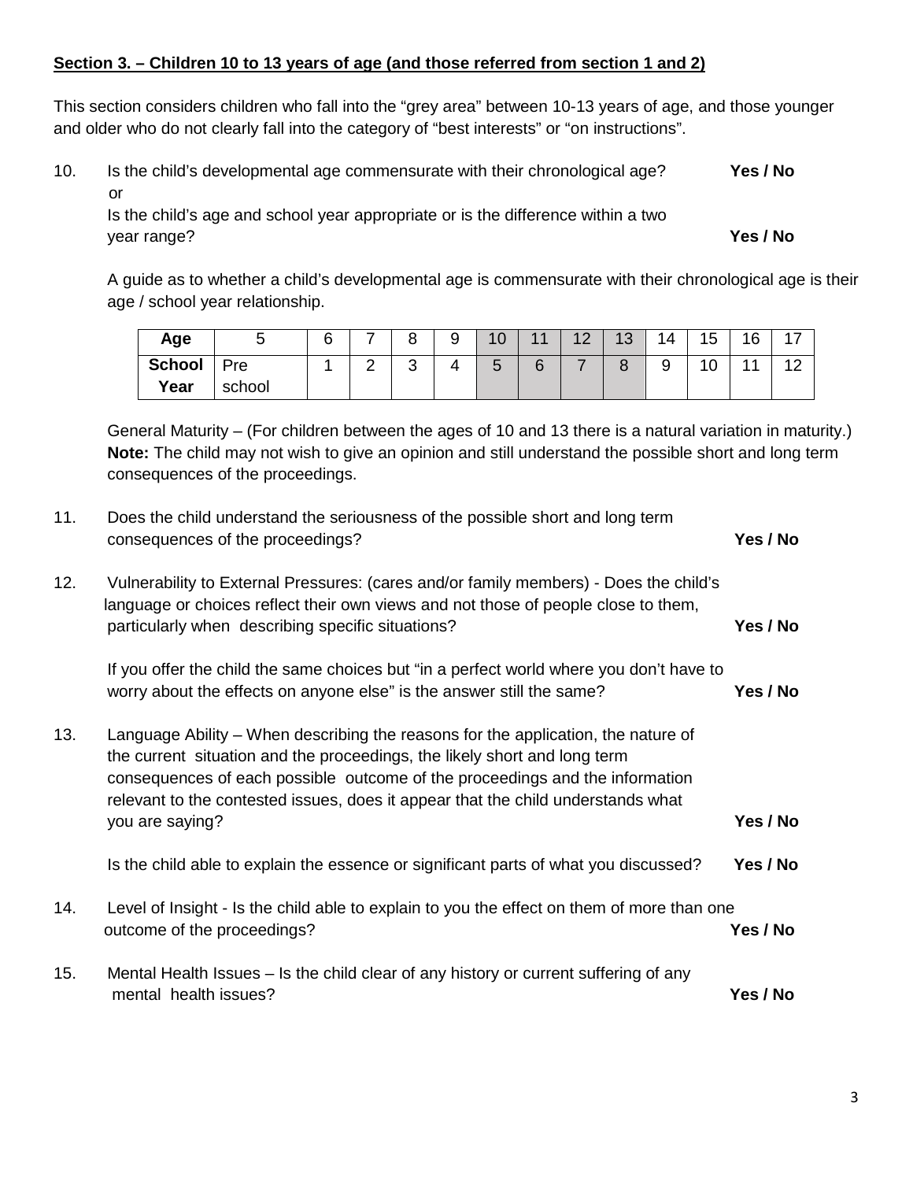**Section 3. – Children 10 to 13 years of age (and those referred from section 1 and 2)**

This section considers children who fall into the "grey area" between 10-13 years of age, and those younger and older who do not clearly fall into the category of "best interests" or "on instructions".

10. Is the child's developmental age commensurate with their chronological age? **Yes / No**

    or

    Is the child's age and school year appropriate or is the difference within a two year range? **Yes / No**

    A guide as to whether a child's developmental age is commensurate with their chronological age is their age / school year relationship.

| **Age** | 5 | 6 | 7 | 8 | 9 | 10 | 11 | 12 | 13 | 14 | 15 | 16 | 17 |
|---|---|---|---|---|---|---|---|---|---|---|---|---|---|
| **School Year** | Pre school | 1 | 2 | 3 | 4 | 5 | 6 | 7 | 8 | 9 | 10 | 11 | 12 |

General Maturity – (For children between the ages of 10 and 13 there is a natural variation in maturity.) **Note:** The child may not wish to give an opinion and still understand the possible short and long term consequences of the proceedings.

11. Does the child understand the seriousness of the possible short and long term consequences of the proceedings? **Yes / No**

12. Vulnerability to External Pressures: (cares and/or family members) - Does the child's language or choices reflect their own views and not those of people close to them, particularly when describing specific situations? **Yes / No**

    If you offer the child the same choices but "in a perfect world where you don't have to worry about the effects on anyone else" is the answer still the same? **Yes / No**

13. Language Ability – When describing the reasons for the application, the nature of the current situation and the proceedings, the likely short and long term consequences of each possible outcome of the proceedings and the information relevant to the contested issues, does it appear that the child understands what you are saying? **Yes / No**

    Is the child able to explain the essence or significant parts of what you discussed? **Yes / No**

14. Level of Insight - Is the child able to explain to you the effect on them of more than one outcome of the proceedings? **Yes / No**

15. Mental Health Issues – Is the child clear of any history or current suffering of any mental health issues? **Yes / No**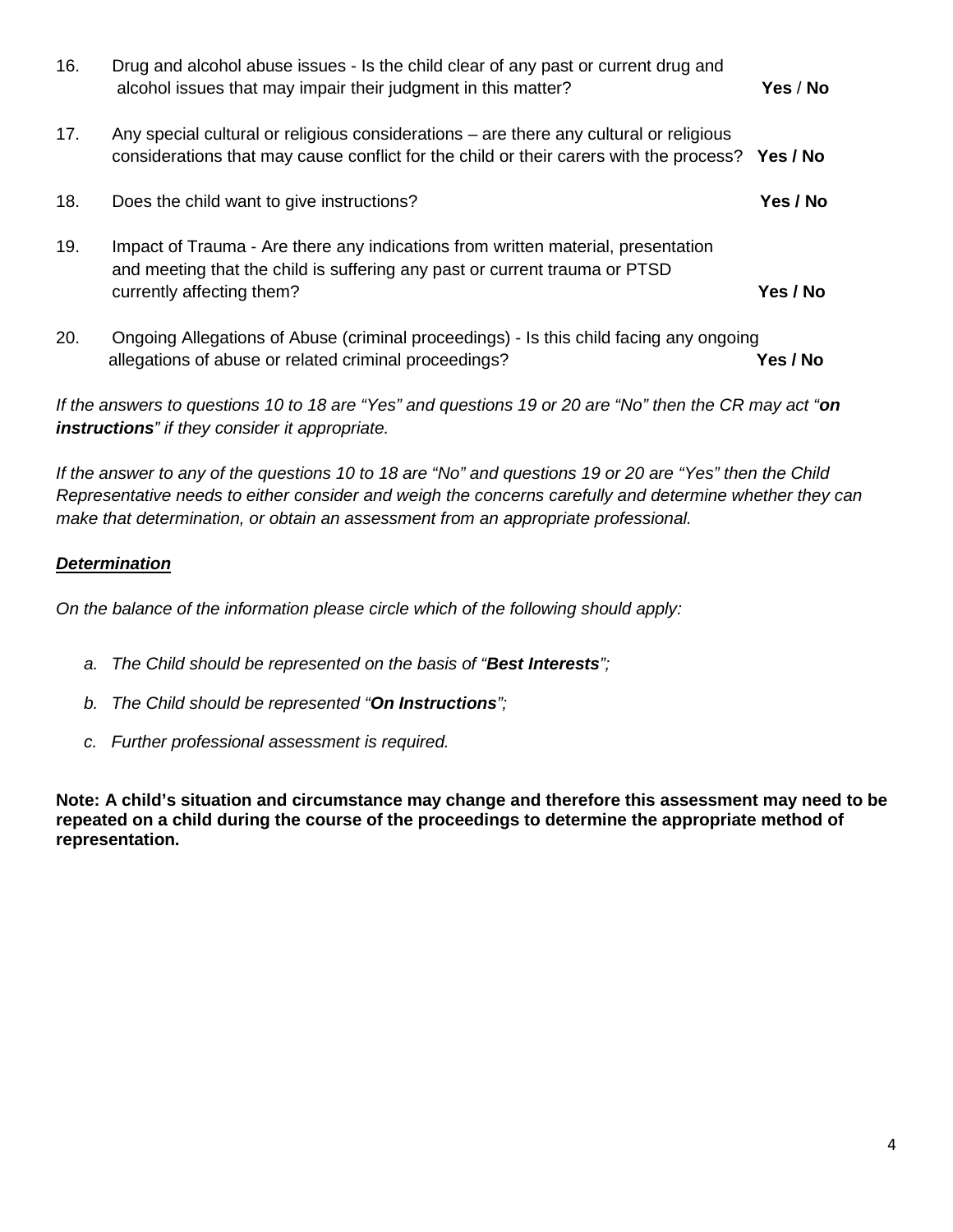16. Drug and alcohol abuse issues - Is the child clear of any past or current drug and alcohol issues that may impair their judgment in this matter? **Yes** / **No**

17. Any special cultural or religious considerations – are there any cultural or religious considerations that may cause conflict for the child or their carers with the process? **Yes / No**

18. Does the child want to give instructions? **Yes / No**

19. Impact of Trauma - Are there any indications from written material, presentation and meeting that the child is suffering any past or current trauma or PTSD currently affecting them? **Yes / No**

20. Ongoing Allegations of Abuse (criminal proceedings) - Is this child facing any ongoing allegations of abuse or related criminal proceedings? **Yes / No**

*If the answers to questions 10 to 18 are "Yes" and questions 19 or 20 are "No" then the CR may act "**on instructions**" if they consider it appropriate.*

*If the answer to any of the questions 10 to 18 are "No" and questions 19 or 20 are "Yes" then the Child Representative needs to either consider and weigh the concerns carefully and determine whether they can make that determination, or obtain an assessment from an appropriate professional.*

***Determination***

*On the balance of the information please circle which of the following should apply:*

a. *The Child should be represented on the basis of "**Best Interests**";*

b. *The Child should be represented "**On Instructions**";*

c. *Further professional assessment is required.*

**Note: A child's situation and circumstance may change and therefore this assessment may need to be repeated on a child during the course of the proceedings to determine the appropriate method of representation.**